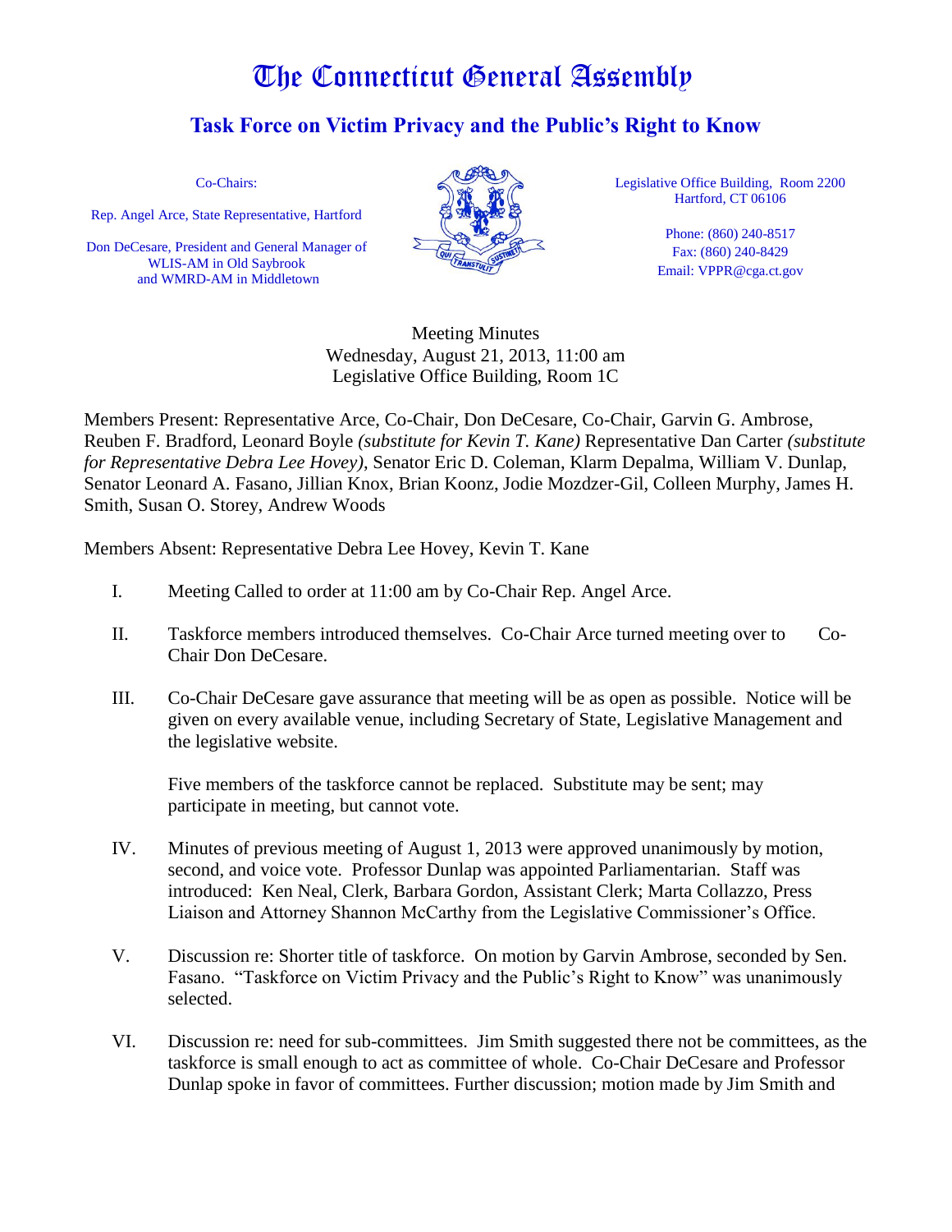# The Connecticut General Assembly

## Task Force on Victim Privacy and the Public's Right to Know

Co-Chairs:

Rep. Angel Arce, State Representative, Hartford

Don DeCesare, President and General Manager of WLIS-AM in Old Saybrook and WMRD-AM in Middletown

Legislative Office Building, Room 2200
Hartford, CT 06106

Phone: (860) 240-8517
Fax: (860) 240-8429
Email: VPPR@cga.ct.gov

Meeting Minutes
Wednesday, August 21, 2013, 11:00 am
Legislative Office Building, Room 1C

Members Present: Representative Arce, Co-Chair, Don DeCesare, Co-Chair, Garvin G. Ambrose, Reuben F. Bradford, Leonard Boyle *(substitute for Kevin T. Kane)* Representative Dan Carter *(substitute for Representative Debra Lee Hovey)*, Senator Eric D. Coleman, Klarm Depalma, William V. Dunlap, Senator Leonard A. Fasano, Jillian Knox, Brian Koonz, Jodie Mozdzer-Gil, Colleen Murphy, James H. Smith, Susan O. Storey, Andrew Woods

Members Absent: Representative Debra Lee Hovey, Kevin T. Kane

I. Meeting Called to order at 11:00 am by Co-Chair Rep. Angel Arce.

II. Taskforce members introduced themselves. Co-Chair Arce turned meeting over to Co-Chair Don DeCesare.

III. Co-Chair DeCesare gave assurance that meeting will be as open as possible. Notice will be given on every available venue, including Secretary of State, Legislative Management and the legislative website.

    Five members of the taskforce cannot be replaced. Substitute may be sent; may participate in meeting, but cannot vote.

IV. Minutes of previous meeting of August 1, 2013 were approved unanimously by motion, second, and voice vote. Professor Dunlap was appointed Parliamentarian. Staff was introduced: Ken Neal, Clerk, Barbara Gordon, Assistant Clerk; Marta Collazzo, Press Liaison and Attorney Shannon McCarthy from the Legislative Commissioner's Office.

V. Discussion re: Shorter title of taskforce. On motion by Garvin Ambrose, seconded by Sen. Fasano. "Taskforce on Victim Privacy and the Public's Right to Know" was unanimously selected.

VI. Discussion re: need for sub-committees. Jim Smith suggested there not be committees, as the taskforce is small enough to act as committee of whole. Co-Chair DeCesare and Professor Dunlap spoke in favor of committees. Further discussion; motion made by Jim Smith and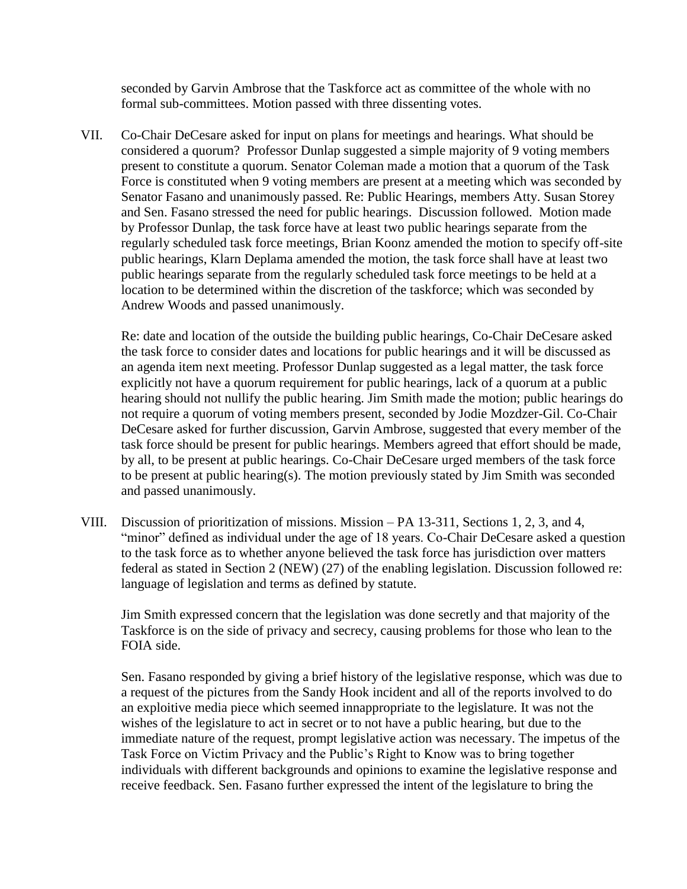seconded by Garvin Ambrose that the Taskforce act as committee of the whole with no formal sub-committees. Motion passed with three dissenting votes.

VII. Co-Chair DeCesare asked for input on plans for meetings and hearings. What should be considered a quorum? Professor Dunlap suggested a simple majority of 9 voting members present to constitute a quorum. Senator Coleman made a motion that a quorum of the Task Force is constituted when 9 voting members are present at a meeting which was seconded by Senator Fasano and unanimously passed. Re: Public Hearings, members Atty. Susan Storey and Sen. Fasano stressed the need for public hearings. Discussion followed. Motion made by Professor Dunlap, the task force have at least two public hearings separate from the regularly scheduled task force meetings, Brian Koonz amended the motion to specify off-site public hearings, Klarn Deplama amended the motion, the task force shall have at least two public hearings separate from the regularly scheduled task force meetings to be held at a location to be determined within the discretion of the taskforce; which was seconded by Andrew Woods and passed unanimously.

   Re: date and location of the outside the building public hearings, Co-Chair DeCesare asked the task force to consider dates and locations for public hearings and it will be discussed as an agenda item next meeting. Professor Dunlap suggested as a legal matter, the task force explicitly not have a quorum requirement for public hearings, lack of a quorum at a public hearing should not nullify the public hearing. Jim Smith made the motion; public hearings do not require a quorum of voting members present, seconded by Jodie Mozdzer-Gil. Co-Chair DeCesare asked for further discussion, Garvin Ambrose, suggested that every member of the task force should be present for public hearings. Members agreed that effort should be made, by all, to be present at public hearings. Co-Chair DeCesare urged members of the task force to be present at public hearing(s). The motion previously stated by Jim Smith was seconded and passed unanimously.

VIII. Discussion of prioritization of missions. Mission – PA 13-311, Sections 1, 2, 3, and 4, "minor" defined as individual under the age of 18 years. Co-Chair DeCesare asked a question to the task force as to whether anyone believed the task force has jurisdiction over matters federal as stated in Section 2 (NEW) (27) of the enabling legislation. Discussion followed re: language of legislation and terms as defined by statute.

   Jim Smith expressed concern that the legislation was done secretly and that majority of the Taskforce is on the side of privacy and secrecy, causing problems for those who lean to the FOIA side.

   Sen. Fasano responded by giving a brief history of the legislative response, which was due to a request of the pictures from the Sandy Hook incident and all of the reports involved to do an exploitive media piece which seemed innappropriate to the legislature. It was not the wishes of the legislature to act in secret or to not have a public hearing, but due to the immediate nature of the request, prompt legislative action was necessary. The impetus of the Task Force on Victim Privacy and the Public's Right to Know was to bring together individuals with different backgrounds and opinions to examine the legislative response and receive feedback. Sen. Fasano further expressed the intent of the legislature to bring the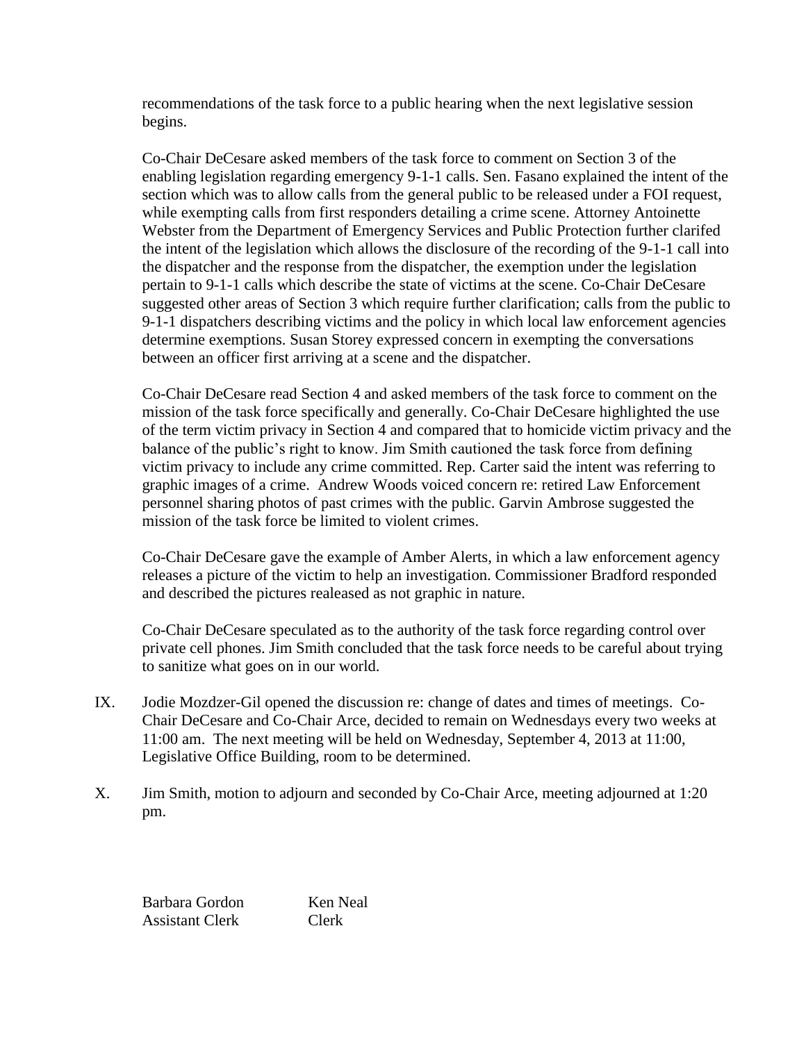recommendations of the task force to a public hearing when the next legislative session begins.

Co-Chair DeCesare asked members of the task force to comment on Section 3 of the enabling legislation regarding emergency 9-1-1 calls. Sen. Fasano explained the intent of the section which was to allow calls from the general public to be released under a FOI request, while exempting calls from first responders detailing a crime scene. Attorney Antoinette Webster from the Department of Emergency Services and Public Protection further clarifed the intent of the legislation which allows the disclosure of the recording of the 9-1-1 call into the dispatcher and the response from the dispatcher, the exemption under the legislation pertain to 9-1-1 calls which describe the state of victims at the scene. Co-Chair DeCesare suggested other areas of Section 3 which require further clarification; calls from the public to 9-1-1 dispatchers describing victims and the policy in which local law enforcement agencies determine exemptions. Susan Storey expressed concern in exempting the conversations between an officer first arriving at a scene and the dispatcher.

Co-Chair DeCesare read Section 4 and asked members of the task force to comment on the mission of the task force specifically and generally. Co-Chair DeCesare highlighted the use of the term victim privacy in Section 4 and compared that to homicide victim privacy and the balance of the public's right to know. Jim Smith cautioned the task force from defining victim privacy to include any crime committed. Rep. Carter said the intent was referring to graphic images of a crime. Andrew Woods voiced concern re: retired Law Enforcement personnel sharing photos of past crimes with the public. Garvin Ambrose suggested the mission of the task force be limited to violent crimes.

Co-Chair DeCesare gave the example of Amber Alerts, in which a law enforcement agency releases a picture of the victim to help an investigation. Commissioner Bradford responded and described the pictures realeased as not graphic in nature.

Co-Chair DeCesare speculated as to the authority of the task force regarding control over private cell phones. Jim Smith concluded that the task force needs to be careful about trying to sanitize what goes on in our world.

IX. Jodie Mozdzer-Gil opened the discussion re: change of dates and times of meetings. Co-Chair DeCesare and Co-Chair Arce, decided to remain on Wednesdays every two weeks at 11:00 am. The next meeting will be held on Wednesday, September 4, 2013 at 11:00, Legislative Office Building, room to be determined.

X. Jim Smith, motion to adjourn and seconded by Co-Chair Arce, meeting adjourned at 1:20 pm.

Barbara Gordon
Assistant Clerk

Ken Neal
Clerk